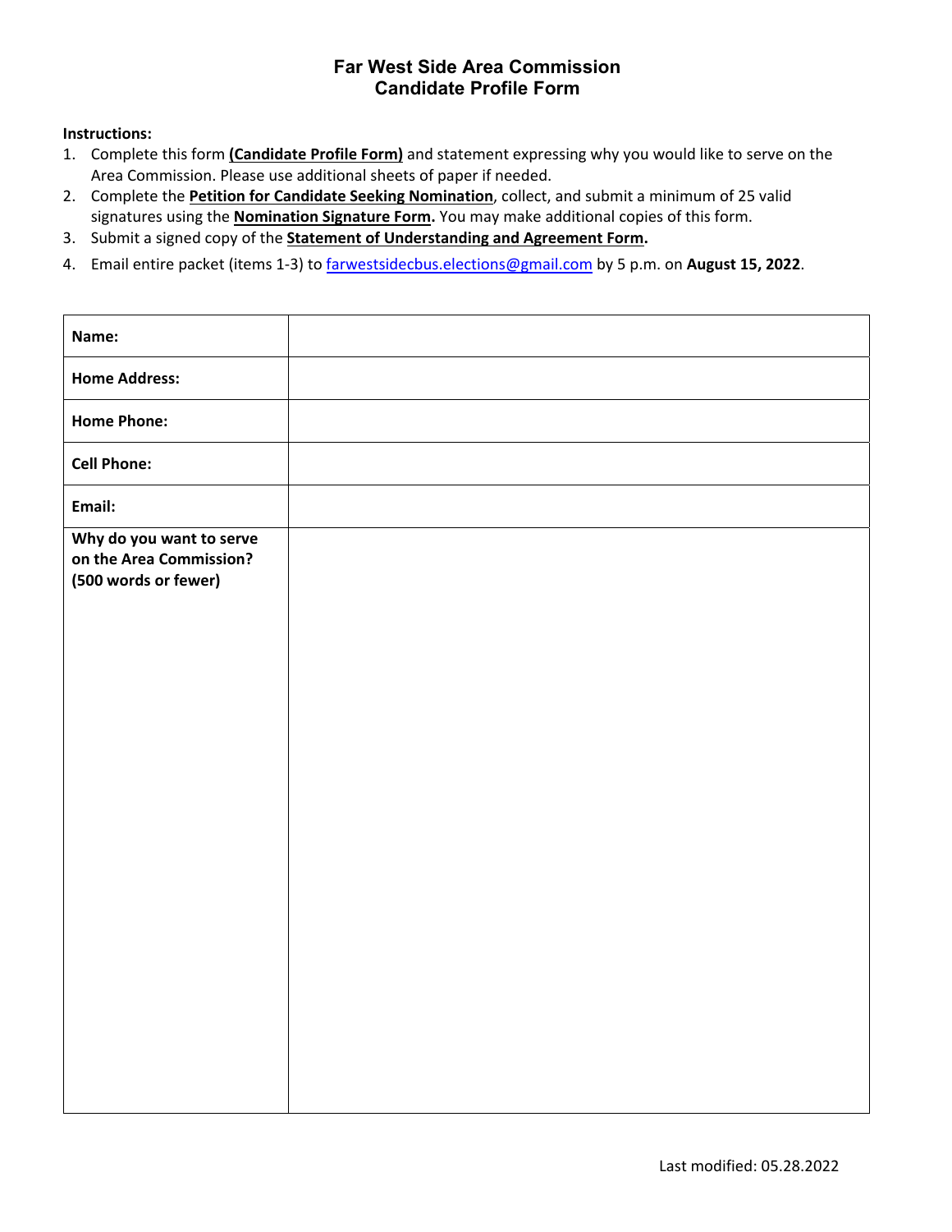# Far West Side Area Commission
## Candidate Profile Form

**Instructions:**

1. Complete this form **(Candidate Profile Form)** and statement expressing why you would like to serve on the Area Commission. Please use additional sheets of paper if needed.
2. Complete the **Petition for Candidate Seeking Nomination**, collect, and submit a minimum of 25 valid signatures using the **Nomination Signature Form.** You may make additional copies of this form.
3. Submit a signed copy of the **Statement of Understanding and Agreement Form.**
4. Email entire packet (items 1-3) to farwestsidecbus.elections@gmail.com by 5 p.m. on **August 15, 2022**.

| | |
|---|---|
| **Name:** | |
| **Home Address:** | |
| **Home Phone:** | |
| **Cell Phone:** | |
| **Email:** | |
| **Why do you want to serve on the Area Commission? (500 words or fewer)** | |

Last modified: 05.28.2022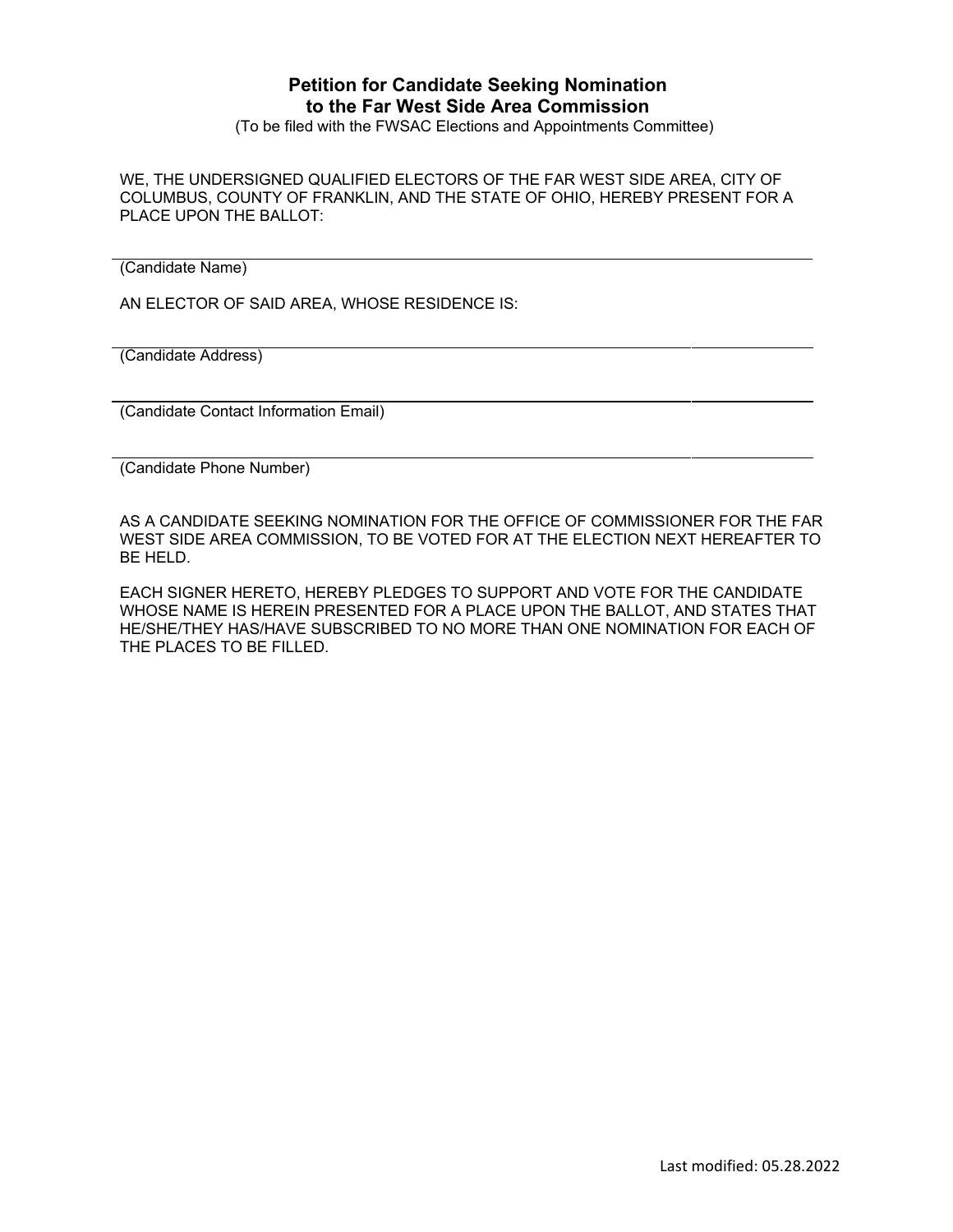# Petition for Candidate Seeking Nomination to the Far West Side Area Commission

(To be filed with the FWSAC Elections and Appointments Committee)

WE, THE UNDERSIGNED QUALIFIED ELECTORS OF THE FAR WEST SIDE AREA, CITY OF COLUMBUS, COUNTY OF FRANKLIN, AND THE STATE OF OHIO, HEREBY PRESENT FOR A PLACE UPON THE BALLOT:

\_\_\_\_\_\_\_\_\_\_\_\_\_\_\_\_\_\_\_\_\_\_\_\_\_\_\_\_\_\_\_\_\_\_\_\_\_\_\_\_\_\_\_\_\_\_\_\_\_\_\_\_\_\_\_\_\_\_\_\_
(Candidate Name)

AN ELECTOR OF SAID AREA, WHOSE RESIDENCE IS:

\_\_\_\_\_\_\_\_\_\_\_\_\_\_\_\_\_\_\_\_\_\_\_\_\_\_\_\_\_\_\_\_\_\_\_\_\_\_\_\_\_\_\_\_\_\_\_\_\_\_\_\_\_\_\_\_\_\_\_\_
(Candidate Address)

\_\_\_\_\_\_\_\_\_\_\_\_\_\_\_\_\_\_\_\_\_\_\_\_\_\_\_\_\_\_\_\_\_\_\_\_\_\_\_\_\_\_\_\_\_\_\_\_\_\_\_\_\_\_\_\_\_\_\_\_
(Candidate Contact Information Email)

\_\_\_\_\_\_\_\_\_\_\_\_\_\_\_\_\_\_\_\_\_\_\_\_\_\_\_\_\_\_\_\_\_\_\_\_\_\_\_\_\_\_\_\_\_\_\_\_\_\_\_\_\_\_\_\_\_\_\_\_
(Candidate Phone Number)

AS A CANDIDATE SEEKING NOMINATION FOR THE OFFICE OF COMMISSIONER FOR THE FAR WEST SIDE AREA COMMISSION, TO BE VOTED FOR AT THE ELECTION NEXT HEREAFTER TO BE HELD.

EACH SIGNER HERETO, HEREBY PLEDGES TO SUPPORT AND VOTE FOR THE CANDIDATE WHOSE NAME IS HEREIN PRESENTED FOR A PLACE UPON THE BALLOT, AND STATES THAT HE/SHE/THEY HAS/HAVE SUBSCRIBED TO NO MORE THAN ONE NOMINATION FOR EACH OF THE PLACES TO BE FILLED.

Last modified: 05.28.2022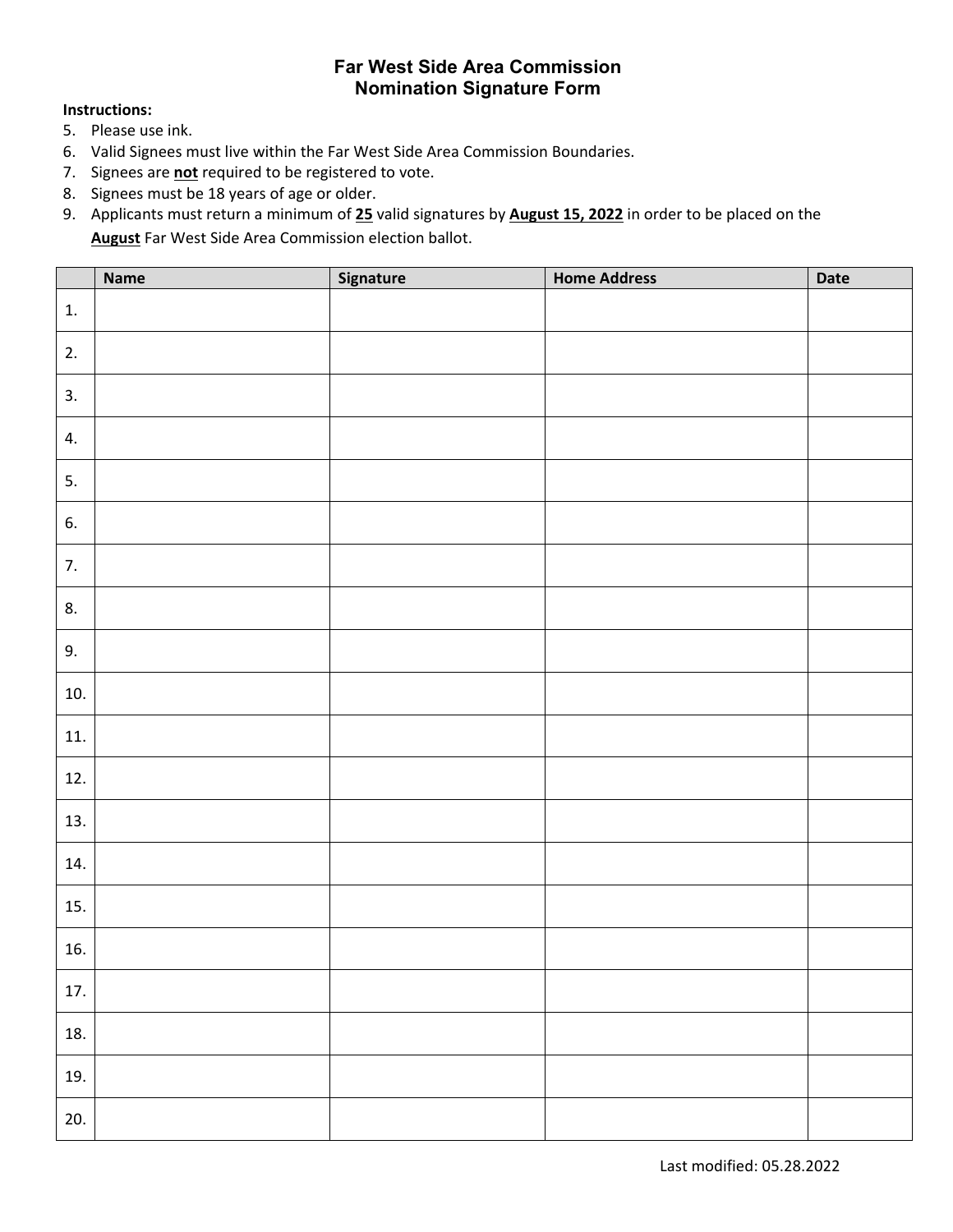## Far West Side Area Commission
## Nomination Signature Form

**Instructions:**

5. Please use ink.
6. Valid Signees must live within the Far West Side Area Commission Boundaries.
7. Signees are **not** required to be registered to vote.
8. Signees must be 18 years of age or older.
9. Applicants must return a minimum of **25** valid signatures by **August 15, 2022** in order to be placed on the **August** Far West Side Area Commission election ballot.

| | Name | Signature | Home Address | Date |
|---|---|---|---|---|
| 1. | | | | |
| 2. | | | | |
| 3. | | | | |
| 4. | | | | |
| 5. | | | | |
| 6. | | | | |
| 7. | | | | |
| 8. | | | | |
| 9. | | | | |
| 10. | | | | |
| 11. | | | | |
| 12. | | | | |
| 13. | | | | |
| 14. | | | | |
| 15. | | | | |
| 16. | | | | |
| 17. | | | | |
| 18. | | | | |
| 19. | | | | |
| 20. | | | | |

Last modified: 05.28.2022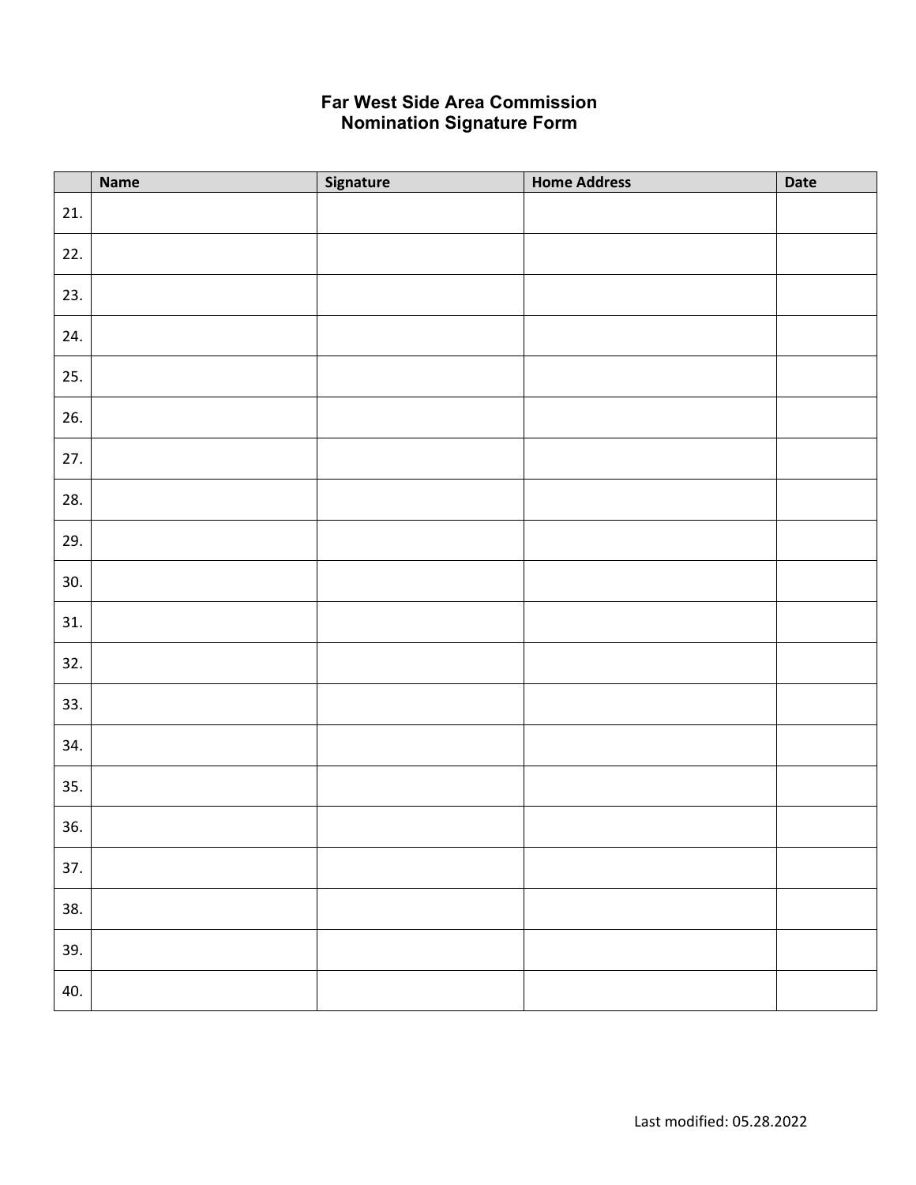**Far West Side Area Commission**
**Nomination Signature Form**

| | Name | Signature | Home Address | Date |
|---|---|---|---|---|
| 21. | | | | |
| 22. | | | | |
| 23. | | | | |
| 24. | | | | |
| 25. | | | | |
| 26. | | | | |
| 27. | | | | |
| 28. | | | | |
| 29. | | | | |
| 30. | | | | |
| 31. | | | | |
| 32. | | | | |
| 33. | | | | |
| 34. | | | | |
| 35. | | | | |
| 36. | | | | |
| 37. | | | | |
| 38. | | | | |
| 39. | | | | |
| 40. | | | | |

Last modified: 05.28.2022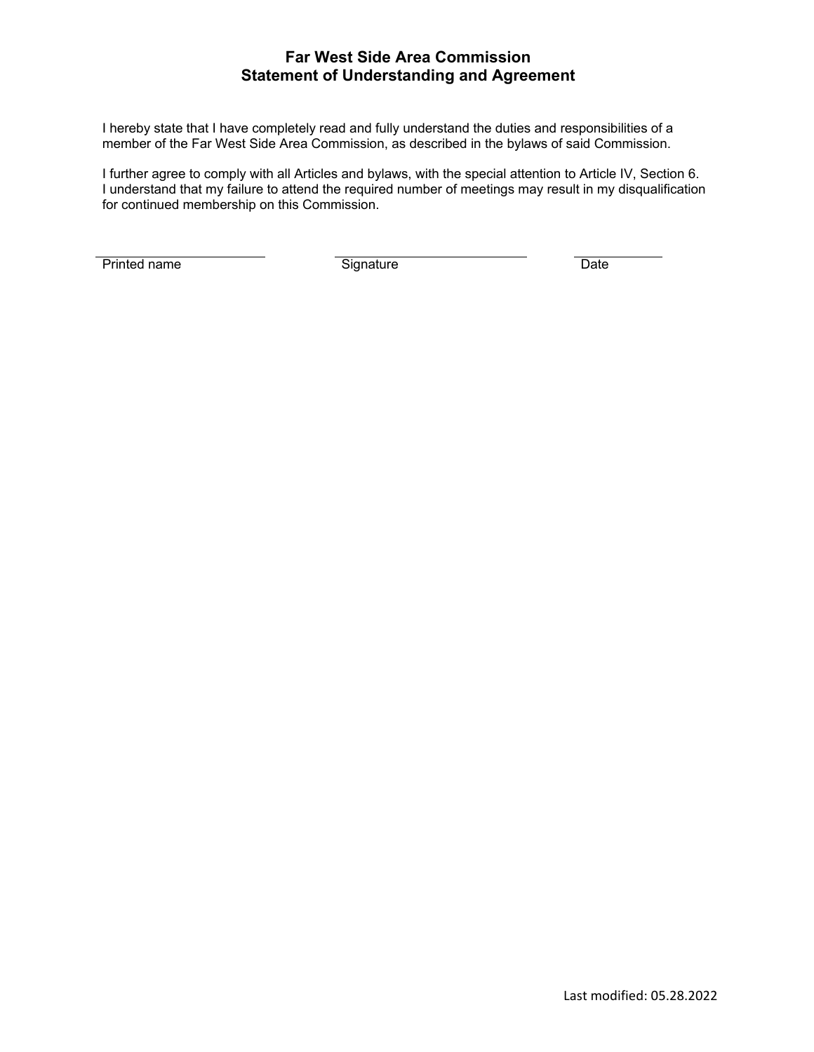# Far West Side Area Commission
## Statement of Understanding and Agreement

I hereby state that I have completely read and fully understand the duties and responsibilities of a member of the Far West Side Area Commission, as described in the bylaws of said Commission.

I further agree to comply with all Articles and bylaws, with the special attention to Article IV, Section 6. I understand that my failure to attend the required number of meetings may result in my disqualification for continued membership on this Commission.

| | | |
|---|---|---|
| ______________________ | ______________________ | ____________ |
| Printed name | Signature | Date |

Last modified: 05.28.2022